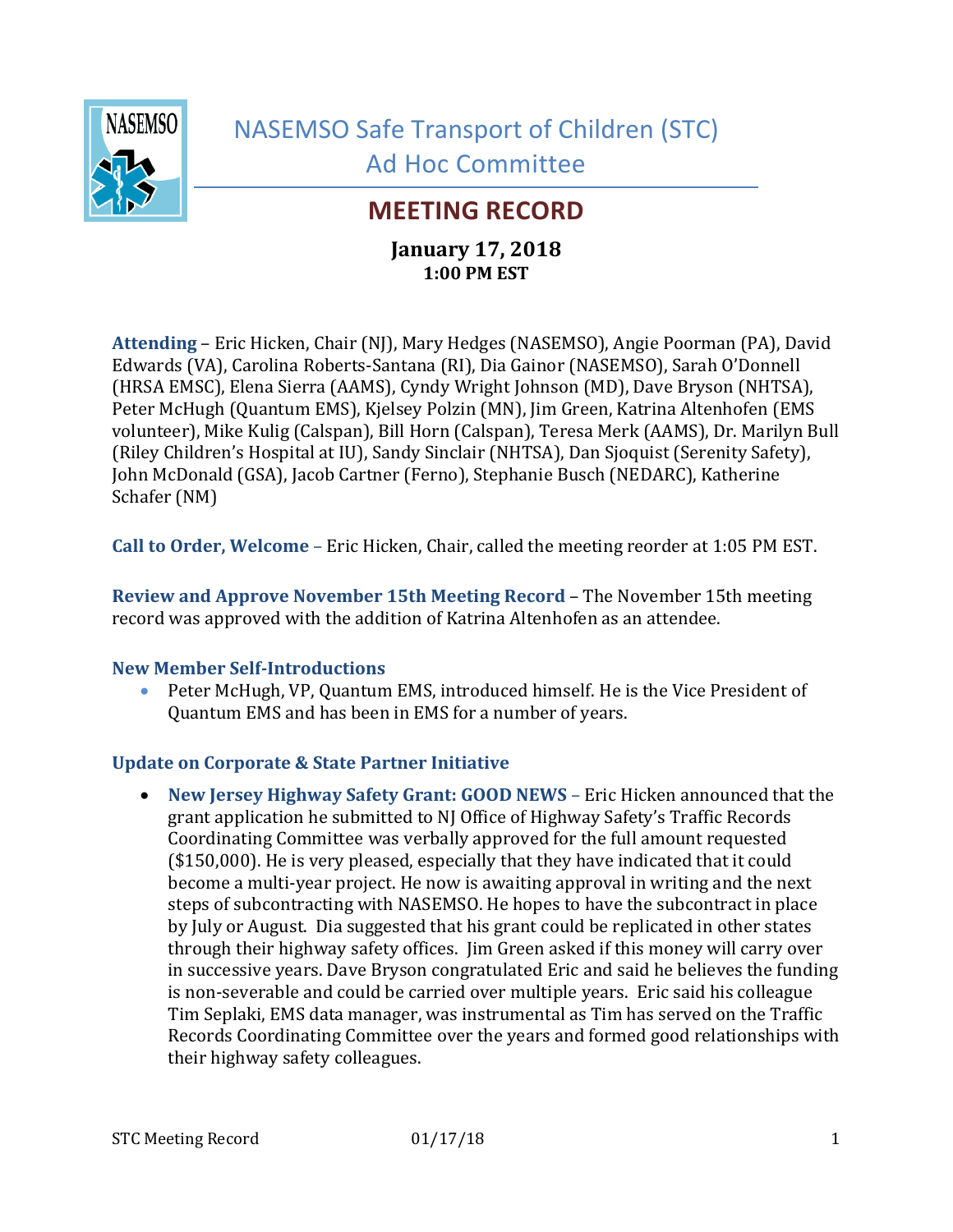# NASEMSO Safe Transport of Children (STC) Ad Hoc Committee

## MEETING RECORD

**January 17, 2018**
**1:00 PM EST**

**Attending** – Eric Hicken, Chair (NJ), Mary Hedges (NASEMSO), Angie Poorman (PA), David Edwards (VA), Carolina Roberts-Santana (RI), Dia Gainor (NASEMSO), Sarah O'Donnell (HRSA EMSC), Elena Sierra (AAMS), Cyndy Wright Johnson (MD), Dave Bryson (NHTSA), Peter McHugh (Quantum EMS), Kjelsey Polzin (MN), Jim Green, Katrina Altenhofen (EMS volunteer), Mike Kulig (Calspan), Bill Horn (Calspan), Teresa Merk (AAMS), Dr. Marilyn Bull (Riley Children's Hospital at IU), Sandy Sinclair (NHTSA), Dan Sjoquist (Serenity Safety), John McDonald (GSA), Jacob Cartner (Ferno), Stephanie Busch (NEDARC), Katherine Schafer (NM)

**Call to Order, Welcome** – Eric Hicken, Chair, called the meeting reorder at 1:05 PM EST.

**Review and Approve November 15th Meeting Record** – The November 15th meeting record was approved with the addition of Katrina Altenhofen as an attendee.

### New Member Self-Introductions

- Peter McHugh, VP, Quantum EMS, introduced himself. He is the Vice President of Quantum EMS and has been in EMS for a number of years.

### Update on Corporate & State Partner Initiative

- **New Jersey Highway Safety Grant: GOOD NEWS** – Eric Hicken announced that the grant application he submitted to NJ Office of Highway Safety's Traffic Records Coordinating Committee was verbally approved for the full amount requested ($150,000). He is very pleased, especially that they have indicated that it could become a multi-year project. He now is awaiting approval in writing and the next steps of subcontracting with NASEMSO. He hopes to have the subcontract in place by July or August. Dia suggested that his grant could be replicated in other states through their highway safety offices. Jim Green asked if this money will carry over in successive years. Dave Bryson congratulated Eric and said he believes the funding is non-severable and could be carried over multiple years. Eric said his colleague Tim Seplaki, EMS data manager, was instrumental as Tim has served on the Traffic Records Coordinating Committee over the years and formed good relationships with their highway safety colleagues.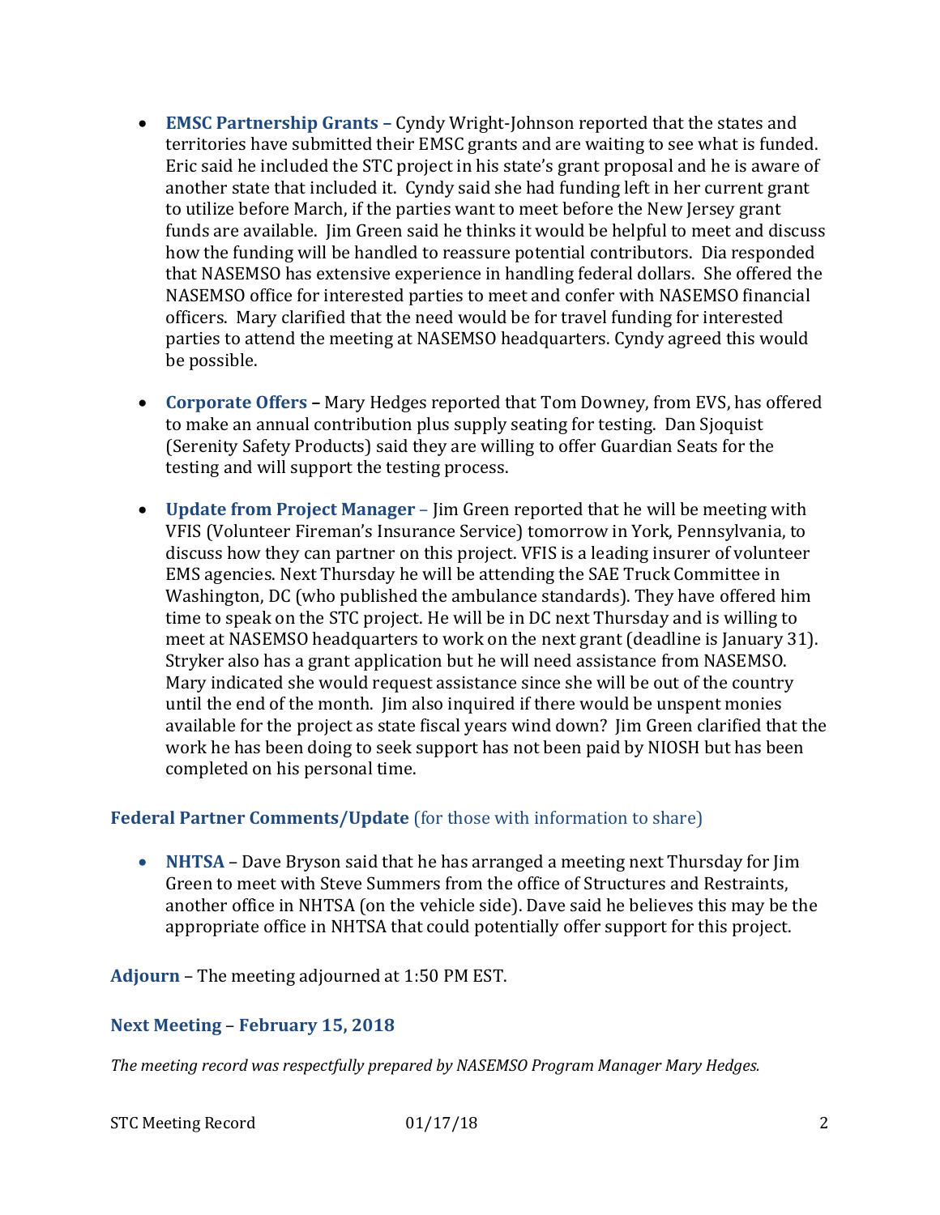- **EMSC Partnership Grants –** Cyndy Wright-Johnson reported that the states and territories have submitted their EMSC grants and are waiting to see what is funded. Eric said he included the STC project in his state's grant proposal and he is aware of another state that included it. Cyndy said she had funding left in her current grant to utilize before March, if the parties want to meet before the New Jersey grant funds are available. Jim Green said he thinks it would be helpful to meet and discuss how the funding will be handled to reassure potential contributors. Dia responded that NASEMSO has extensive experience in handling federal dollars. She offered the NASEMSO office for interested parties to meet and confer with NASEMSO financial officers. Mary clarified that the need would be for travel funding for interested parties to attend the meeting at NASEMSO headquarters. Cyndy agreed this would be possible.

- **Corporate Offers –** Mary Hedges reported that Tom Downey, from EVS, has offered to make an annual contribution plus supply seating for testing. Dan Sjoquist (Serenity Safety Products) said they are willing to offer Guardian Seats for the testing and will support the testing process.

- **Update from Project Manager –** Jim Green reported that he will be meeting with VFIS (Volunteer Fireman's Insurance Service) tomorrow in York, Pennsylvania, to discuss how they can partner on this project. VFIS is a leading insurer of volunteer EMS agencies. Next Thursday he will be attending the SAE Truck Committee in Washington, DC (who published the ambulance standards). They have offered him time to speak on the STC project. He will be in DC next Thursday and is willing to meet at NASEMSO headquarters to work on the next grant (deadline is January 31). Stryker also has a grant application but he will need assistance from NASEMSO. Mary indicated she would request assistance since she will be out of the country until the end of the month. Jim also inquired if there would be unspent monies available for the project as state fiscal years wind down? Jim Green clarified that the work he has been doing to seek support has not been paid by NIOSH but has been completed on his personal time.

## Federal Partner Comments/Update (for those with information to share)

- **NHTSA** – Dave Bryson said that he has arranged a meeting next Thursday for Jim Green to meet with Steve Summers from the office of Structures and Restraints, another office in NHTSA (on the vehicle side). Dave said he believes this may be the appropriate office in NHTSA that could potentially offer support for this project.

**Adjourn** – The meeting adjourned at 1:50 PM EST.

## Next Meeting – February 15, 2018

*The meeting record was respectfully prepared by NASEMSO Program Manager Mary Hedges.*